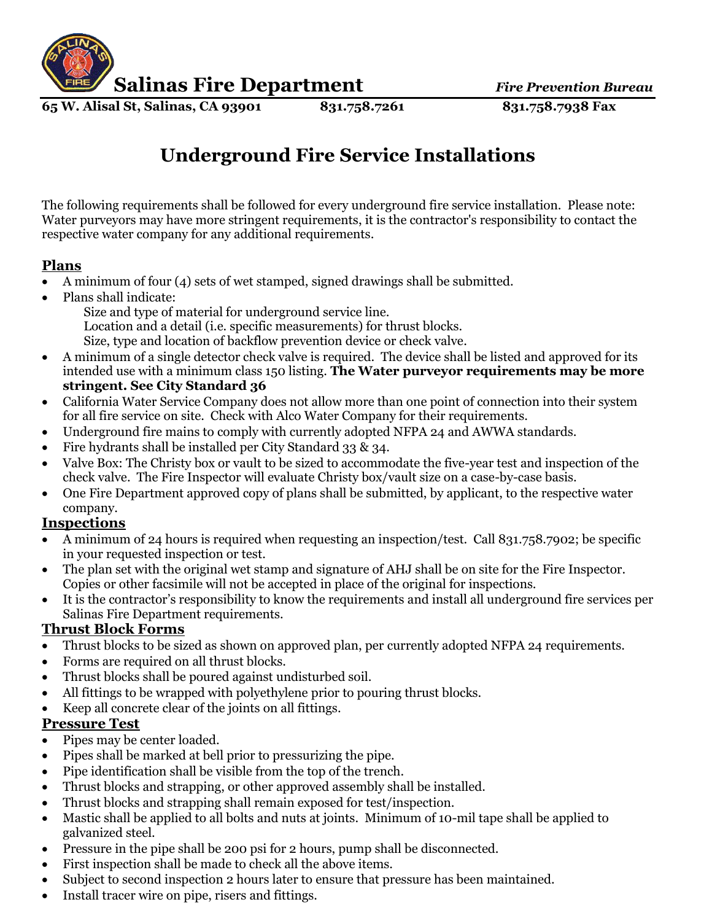# Salinas Fire Department

*Fire Prevention Bureau*

**65 W. Alisal St, Salinas, CA 93901 | 831.758.7261 | 831.758.7938 Fax**

## Underground Fire Service Installations

The following requirements shall be followed for every underground fire service installation. Please note: Water purveyors may have more stringent requirements, it is the contractor's responsibility to contact the respective water company for any additional requirements.

### Plans

- A minimum of four (4) sets of wet stamped, signed drawings shall be submitted.
- Plans shall indicate:
  - Size and type of material for underground service line.
  - Location and a detail (i.e. specific measurements) for thrust blocks.
  - Size, type and location of backflow prevention device or check valve.
- A minimum of a single detector check valve is required. The device shall be listed and approved for its intended use with a minimum class 150 listing. **The Water purveyor requirements may be more stringent. See City Standard 36**
- California Water Service Company does not allow more than one point of connection into their system for all fire service on site. Check with Alco Water Company for their requirements.
- Underground fire mains to comply with currently adopted NFPA 24 and AWWA standards.
- Fire hydrants shall be installed per City Standard 33 & 34.
- Valve Box: The Christy box or vault to be sized to accommodate the five-year test and inspection of the check valve. The Fire Inspector will evaluate Christy box/vault size on a case-by-case basis.
- One Fire Department approved copy of plans shall be submitted, by applicant, to the respective water company.

### Inspections

- A minimum of 24 hours is required when requesting an inspection/test. Call 831.758.7902; be specific in your requested inspection or test.
- The plan set with the original wet stamp and signature of AHJ shall be on site for the Fire Inspector. Copies or other facsimile will not be accepted in place of the original for inspections.
- It is the contractor's responsibility to know the requirements and install all underground fire services per Salinas Fire Department requirements.

### Thrust Block Forms

- Thrust blocks to be sized as shown on approved plan, per currently adopted NFPA 24 requirements.
- Forms are required on all thrust blocks.
- Thrust blocks shall be poured against undisturbed soil.
- All fittings to be wrapped with polyethylene prior to pouring thrust blocks.
- Keep all concrete clear of the joints on all fittings.

### Pressure Test

- Pipes may be center loaded.
- Pipes shall be marked at bell prior to pressurizing the pipe.
- Pipe identification shall be visible from the top of the trench.
- Thrust blocks and strapping, or other approved assembly shall be installed.
- Thrust blocks and strapping shall remain exposed for test/inspection.
- Mastic shall be applied to all bolts and nuts at joints. Minimum of 10-mil tape shall be applied to galvanized steel.
- Pressure in the pipe shall be 200 psi for 2 hours, pump shall be disconnected.
- First inspection shall be made to check all the above items.
- Subject to second inspection 2 hours later to ensure that pressure has been maintained.
- Install tracer wire on pipe, risers and fittings.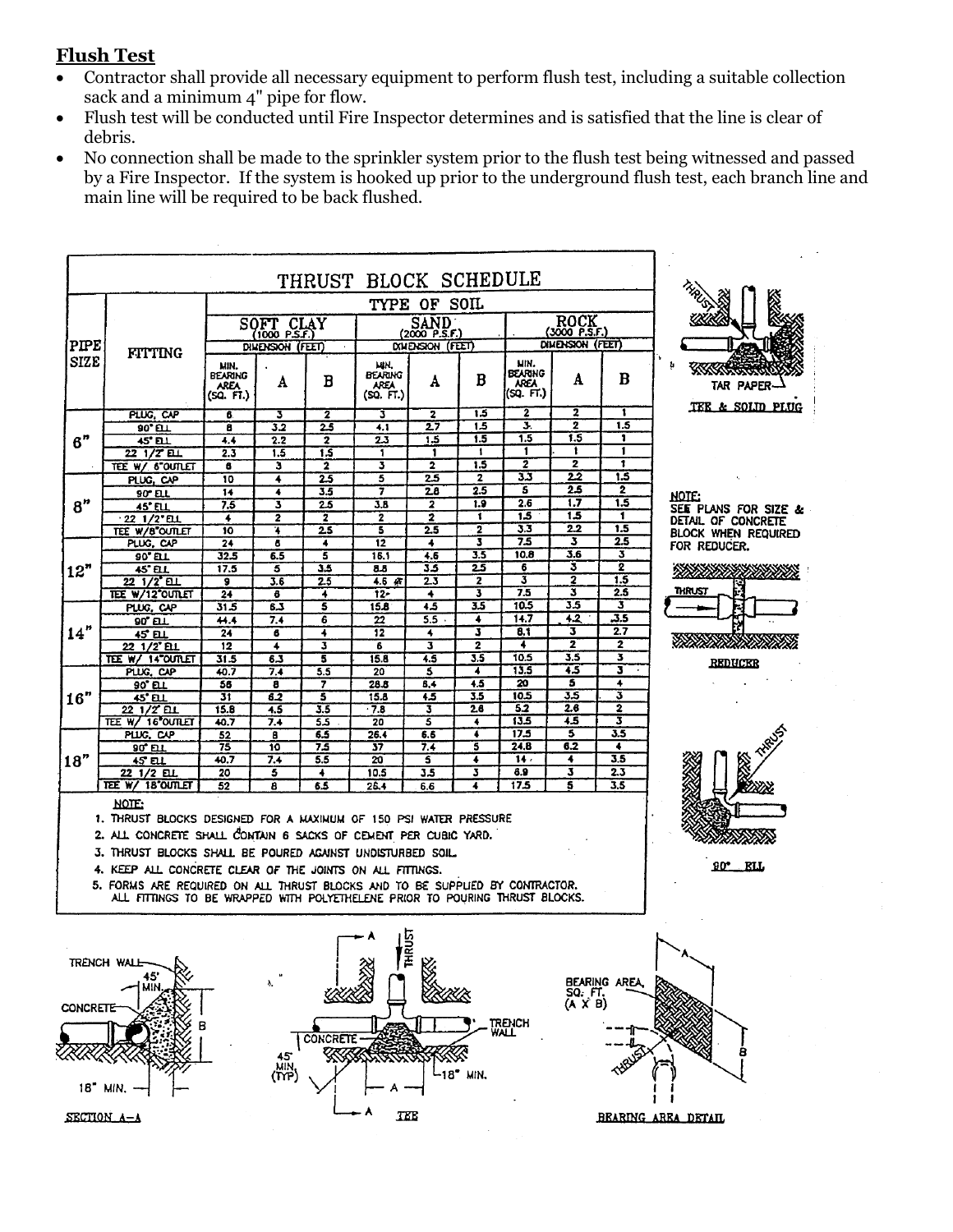**Flush Test**

- Contractor shall provide all necessary equipment to perform flush test, including a suitable collection sack and a minimum 4" pipe for flow.
- Flush test will be conducted until Fire Inspector determines and is satisfied that the line is clear of debris.
- No connection shall be made to the sprinkler system prior to the flush test being witnessed and passed by a Fire Inspector. If the system is hooked up prior to the underground flush test, each branch line and main line will be required to be back flushed.

**THRUST BLOCK SCHEDULE**

| PIPE SIZE | FITTING | SOFT CLAY (1000 P.S.F.) MIN. BEARING AREA (SQ. FT.) | SOFT CLAY A (FEET) | SOFT CLAY B (FEET) | SAND (2000 P.S.F.) MIN. BEARING AREA (SQ. FT.) | SAND A (FEET) | SAND B (FEET) | ROCK (3000 P.S.F.) MIN. BEARING AREA (SQ. FT.) | ROCK A (FEET) | ROCK B (FEET) |
|---|---|---|---|---|---|---|---|---|---|---|
| 6" | PLUG, CAP | 6 | 3 | 2 | 3 | 2 | 1.5 | 2 | 2 | 1 |
| | 90° ELL | 8 | 3.2 | 2.5 | 4.1 | 2.7 | 1.5 | 3 | 2 | 1.5 |
| | 45° ELL | 4.4 | 2.2 | 2 | 2.3 | 1.5 | 1.5 | 1.5 | 1.5 | 1 |
| | 22 1/2° ELL | 2.3 | 1.5 | 1.5 | 1 | 1 | 1 | 1 | 1 | 1 |
| | TEE W/ 6" OUTLET | 6 | 3 | 2 | 3 | 2 | 1.5 | 2 | 2 | 1 |
| 8" | PLUG, CAP | 10 | 4 | 2.5 | 5 | 2.5 | 2 | 3.3 | 2.2 | 1.5 |
| | 90° ELL | 14 | 4 | 3.5 | 7 | 2.8 | 2.5 | 5 | 2.5 | 2 |
| | 45° ELL | 7.5 | 3 | 2.5 | 3.8 | 2 | 1.9 | 2.6 | 1.7 | 1.5 |
| | 22 1/2° ELL | 4 | 2 | 2 | 2 | 2 | 1 | 1.5 | 1.5 | 1 |
| | TEE W/8" OUTLET | 10 | 4 | 2.5 | 5 | 2.5 | 2 | 3.3 | 2.2 | 1.5 |
| 12" | PLUG, CAP | 24 | 6 | 4 | 12 | 4 | 3 | 7.5 | 3 | 2.5 |
| | 90° ELL | 32.5 | 6.5 | 5 | 16.1 | 4.6 | 3.5 | 10.8 | 3.6 | 3 |
| | 45° ELL | 17.5 | 5 | 3.5 | 8.8 | 3.5 | 2.5 | 6 | 3 | 2 |
| | 22 1/2° ELL | 9 | 3.6 | 2.5 | 4.6 | 2.3 | 2 | 3 | 2 | 1.5 |
| | TEE W/12" OUTLET | 24 | 6 | 4 | 12 | 4 | 3 | 7.5 | 3 | 2.5 |
| 14" | PLUG, CAP | 31.5 | 6.3 | 5 | 15.8 | 4.5 | 3.5 | 10.5 | 3.5 | 3 |
| | 90° ELL | 44.4 | 7.4 | 6 | 22 | 5.5 | 4 | 14.7 | 4.2 | 3.5 |
| | 45° ELL | 24 | 6 | 4 | 12 | 4 | 3 | 8.1 | 3 | 2.7 |
| | 22 1/2° ELL | 12 | 4 | 3 | 6 | 3 | 2 | 4 | 2 | 2 |
| | TEE W/ 14" OUTLET | 31.5 | 6.3 | 5 | 15.8 | 4.5 | 3.5 | 10.5 | 3.5 | 3 |
| 16" | PLUG, CAP | 40.7 | 7.4 | 5.5 | 20 | 5 | 4 | 13.5 | 4.5 | 3 |
| | 90° ELL | 56 | 8 | 7 | 28.8 | 6.4 | 4.5 | 20 | 5 | 4 |
| | 45° ELL | 31 | 6.2 | 5 | 15.8 | 4.5 | 3.5 | 10.5 | 3.5 | 3 |
| | 22 1/2° ELL | 15.8 | 4.5 | 3.5 | 7.8 | 3 | 2.6 | 5.2 | 2.6 | 2 |
| | TEE W/ 16" OUTLET | 40.7 | 7.4 | 5.5 | 20 | 5 | 4 | 13.5 | 4.5 | 3 |
| 18" | PLUG, CAP | 52 | 8 | 6.5 | 26.4 | 6.6 | 4 | 17.5 | 5 | 3.5 |
| | 90° ELL | 75 | 10 | 7.5 | 37 | 7.4 | 5 | 24.8 | 6.2 | 4 |
| | 45° ELL | 40.7 | 7.4 | 5.5 | 20 | 5 | 4 | 14 | 4 | 3.5 |
| | 22 1/2 ELL | 20 | 5 | 4 | 10.5 | 3.5 | 3 | 6.9 | 3 | 2.3 |
| | TEE W/ 18" OUTLET | 52 | 8 | 6.5 | 26.4 | 6.6 | 4 | 17.5 | 5 | 3.5 |

NOTE:

1. THRUST BLOCKS DESIGNED FOR A MAXIMUM OF 150 PSI WATER PRESSURE
2. ALL CONCRETE SHALL CONTAIN 6 SACKS OF CEMENT PER CUBIC YARD.
3. THRUST BLOCKS SHALL BE POURED AGAINST UNDISTURBED SOIL.
4. KEEP ALL CONCRETE CLEAR OF THE JOINTS ON ALL FITTINGS.
5. FORMS ARE REQUIRED ON ALL THRUST BLOCKS AND TO BE SUPPLIED BY CONTRACTOR. ALL FITTINGS TO BE WRAPPED WITH POLYETHELENE PRIOR TO POURING THRUST BLOCKS.

THRUST

TAR PAPER

TEE & SOLID PLUG

NOTE: SEE PLANS FOR SIZE & DETAIL OF CONCRETE BLOCK WHEN REQUIRED FOR REDUCER.

THRUST

REDUCER

THRUST

90° ELL

TRENCH WALL

45° MIN.

CONCRETE

B

18" MIN.

SECTION A–A

A

THRUST

TRENCH WALL

CONCRETE

45° MIN. (TYP)

18" MIN.

A

A

TEE

A

BEARING AREA, SQ. FT. (A X B)

THRUST

B

BEARING AREA DETAIL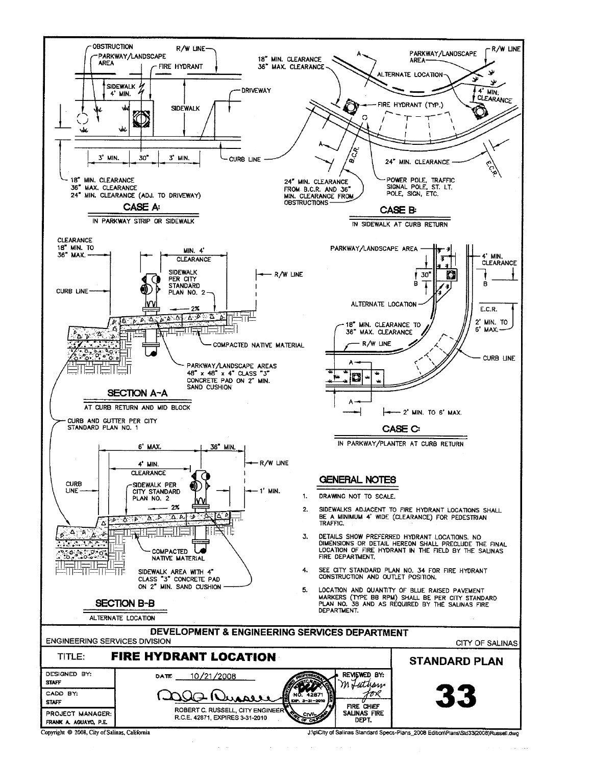### CASE A:

IN PARKWAY STRIP OR SIDEWALK

OBSTRUCTION
PARKWAY/LANDSCAPE AREA
R/W LINE
FIRE HYDRANT
SIDEWALK 4' MIN.
DRIVEWAY
SIDEWALK
3' MIN.
30"
3' MIN.
CURB LINE

18" MIN. CLEARANCE
36" MAX. CLEARANCE
24" MIN. CLEARANCE (ADJ. TO DRIVEWAY)

### CASE B:

IN SIDEWALK AT CURB RETURN

18" MIN. CLEARANCE
36" MAX. CLEARANCE
PARKWAY/LANDSCAPE AREA
R/W LINE
ALTERNATE LOCATION
4' MIN. CLEARANCE
FIRE HYDRANT (TYP.)
B.C.R.
E.C.R.
24" MIN. CLEARANCE

24" MIN. CLEARANCE FROM B.C.R. AND 36" MIN. CLEARANCE FROM OBSTRUCTIONS

POWER POLE, TRAFFIC SIGNAL POLE, ST. LT. POLE, SIGN, ETC.

### SECTION A-A

AT CURB RETURN AND MID BLOCK

CLEARANCE 18" MIN. TO 36" MAX.
MIN. 4' CLEARANCE
SIDEWALK PER CITY STANDARD PLAN NO. 2
R/W LINE
CURB LINE
2%
COMPACTED NATIVE MATERIAL
PARKWAY/LANDSCAPE AREAS 48" x 48" x 4" CLASS "3" CONCRETE PAD ON 2" MIN. SAND CUSHION

CURB AND GUTTER PER CITY STANDARD PLAN NO. 1

### CASE C:

IN PARKWAY/PLANTER AT CURB RETURN

PARKWAY/LANDSCAPE AREA
4' MIN. CLEARANCE
30"
ALTERNATE LOCATION
E.C.R.
2' MIN. TO 6' MAX.
18" MIN. CLEARANCE TO 36" MAX. CLEARANCE
R/W LINE
CURB LINE
2' MIN. TO 6' MAX.

### SECTION B-B

ALTERNATE LOCATION

6' MAX.
36" MIN.
R/W LINE
4' MIN. CLEARANCE
CURB LINE
SIDEWALK PER CITY STANDARD PLAN NO. 2
1' MIN.
2%
COMPACTED NATIVE MATERIAL
SIDEWALK AREA WITH 4" CLASS "3" CONCRETE PAD ON 2" MIN. SAND CUSHION

## GENERAL NOTES

1. DRAWING NOT TO SCALE.
2. SIDEWALKS ADJACENT TO FIRE HYDRANT LOCATIONS SHALL BE A MINIMUM 4' WIDE (CLEARANCE) FOR PEDESTRIAN TRAFFIC.
3. DETAILS SHOW PREFERRED HYDRANT LOCATIONS. NO DIMENSIONS OR DETAIL HEREON SHALL PRECLUDE THE FINAL LOCATION OF FIRE HYDRANT IN THE FIELD BY THE SALINAS FIRE DEPARTMENT.
4. SEE CITY STANDARD PLAN NO. 34 FOR FIRE HYDRANT CONSTRUCTION AND OUTLET POSITION.
5. LOCATION AND QUANTITY OF BLUE RAISED PAVEMENT MARKERS (TYPE BB RPM) SHALL BE PER CITY STANDARD PLAN NO. 38 AND AS REQUIRED BY THE SALINAS FIRE DEPARTMENT.

DEVELOPMENT & ENGINEERING SERVICES DEPARTMENT
ENGINEERING SERVICES DIVISION — CITY OF SALINAS

TITLE: **FIRE HYDRANT LOCATION**

STANDARD PLAN **33**

DESIGNED BY: STAFF
CADD BY: STAFF
PROJECT MANAGER: FRANK A. AGUAYO, P.E.
DATE 10/21/2008
ROBERT C. RUSSELL, CITY ENGINEER
R.C.E. 42871, EXPIRES 3-31-2010
REVIEWED BY: FIRE CHIEF SALINAS FIRE DEPT.

Copyright © 2008, City of Salinas, California
J:\p\City of Salinas Standard Specs-Plans_2008 Edition\Plans\Std33(2008)Russell.dwg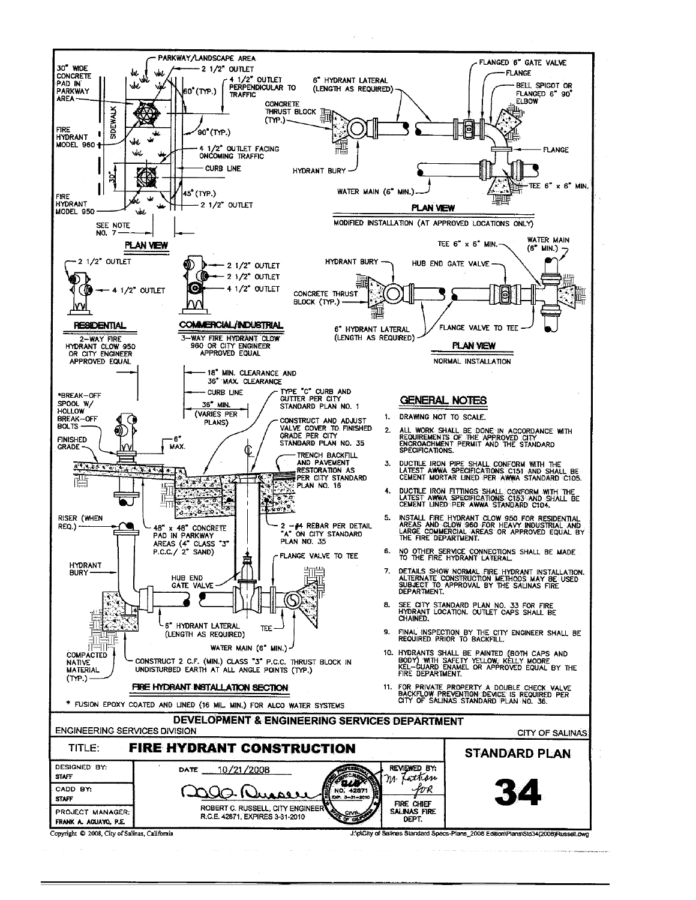PARKWAY/LANDSCAPE AREA

30" WIDE CONCRETE PAD IN PARKWAY AREA

2 1/2" OUTLET

4 1/2" OUTLET PERPENDICULAR TO TRAFFIC

60° (TYP.)

SIDEWALK

FIRE HYDRANT MODEL 960

90° (TYP.)

4 1/2" OUTLET FACING ONCOMING TRAFFIC

CURB LINE

30"

FIRE HYDRANT MODEL 950

45° (TYP.)

2 1/2" OUTLET

SEE NOTE NO. 7

**PLAN VIEW**

6" HYDRANT LATERAL (LENGTH AS REQUIRED)

CONCRETE THRUST BLOCK (TYP.)

HYDRANT BURY

WATER MAIN (6" MIN.)

FLANGED 6" GATE VALVE

FLANGE

BELL SPIGOT OR FLANGED 6" 90° ELBOW

FLANGE

TEE 6" x 6" MIN.

**PLAN VIEW**

MODIFIED INSTALLATION (AT APPROVED LOCATIONS ONLY)

2 1/2" OUTLET

4 1/2" OUTLET

**RESIDENTIAL**

2-WAY FIRE HYDRANT CLOW 950 OR CITY ENGINEER APPROVED EQUAL

2 1/2" OUTLET

2 1/2" OUTLET

4 1/2" OUTLET

**COMMERCIAL/INDUSTRIAL**

3-WAY FIRE HYDRANT CLOW 960 OR CITY ENGINEER APPROVED EQUAL

HYDRANT BURY

HUB END GATE VALVE

TEE 6" x 6" MIN.

WATER MAIN (6" MIN.)

CONCRETE THRUST BLOCK (TYP.)

6" HYDRANT LATERAL (LENGTH AS REQUIRED)

FLANGE VALVE TO TEE

**PLAN VIEW**

NORMAL INSTALLATION

*BREAK-OFF SPOOL W/ HOLLOW BREAK-OFF BOLTS

FINISHED GRADE

6" MAX.

18" MIN. CLEARANCE AND 36" MAX. CLEARANCE

CURB LINE

36" MIN. (VARIES PER PLANS)

TYPE "C" CURB AND GUTTER PER CITY STANDARD PLAN NO. 1

CONSTRUCT AND ADJUST VALVE COVER TO FINISHED GRADE PER CITY STANDARD PLAN NO. 35

TRENCH BACKFILL AND PAVEMENT RESTORATION AS PER CITY STANDARD PLAN NO. 16

RISER (WHEN REQ.)

48" x 48" CONCRETE PAD IN PARKWAY AREAS (4" CLASS "3" P.C.C./ 2" SAND)

2 - #4 REBAR PER DETAIL "A" ON CITY STANDARD PLAN NO. 35

FLANGE VALVE TO TEE

HYDRANT BURY

HUB END GATE VALVE

6" HYDRANT LATERAL (LENGTH AS REQUIRED)

TEE

WATER MAIN (6" MIN.)

COMPACTED NATIVE MATERIAL (TYP.)

CONSTRUCT 2 C.F. (MIN.) CLASS "3" P.C.C. THRUST BLOCK IN UNDISTURBED EARTH AT ALL ANGLE POINTS (TYP.)

**FIRE HYDRANT INSTALLATION SECTION**

\* FUSION EPOXY COATED AND LINED (16 MIL. MIN.) FOR ALCO WATER SYSTEMS

## GENERAL NOTES

1. DRAWING NOT TO SCALE.
2. ALL WORK SHALL BE DONE IN ACCORDANCE WITH REQUIREMENTS OF THE APPROVED CITY ENCROACHMENT PERMIT AND THE STANDARD SPECIFICATIONS.
3. DUCTILE IRON PIPE SHALL CONFORM WITH THE LATEST AWWA SPECIFICATIONS C151 AND SHALL BE CEMENT MORTAR LINED PER AWWA STANDARD C105.
4. DUCTILE IRON FITTINGS SHALL CONFORM WITH THE LATEST AWWA SPECIFICATIONS C153 AND SHALL BE CEMENT LINED PER AWWA STANDARD C104.
5. INSTALL FIRE HYDRANT CLOW 950 FOR RESIDENTIAL AREAS AND CLOW 960 FOR HEAVY INDUSTRIAL AND LARGE COMMERCIAL AREAS OR APPROVED EQUAL BY THE FIRE DEPARTMENT.
6. NO OTHER SERVICE CONNECTIONS SHALL BE MADE TO THE FIRE HYDRANT LATERAL.
7. DETAILS SHOW NORMAL FIRE HYDRANT INSTALLATION. ALTERNATE CONSTRUCTION METHODS MAY BE USED SUBJECT TO APPROVAL BY THE SALINAS FIRE DEPARTMENT.
8. SEE CITY STANDARD PLAN NO. 33 FOR FIRE HYDRANT LOCATION. OUTLET CAPS SHALL BE CHAINED.
9. FINAL INSPECTION BY THE CITY ENGINEER SHALL BE REQUIRED PRIOR TO BACKFILL.
10. HYDRANTS SHALL BE PAINTED (BOTH CAPS AND BODY) WITH SAFETY YELLOW, KELLY MOORE KEL-GUARD ENAMEL OR APPROVED EQUAL BY THE FIRE DEPARTMENT.
11. FOR PRIVATE PROPERTY A DOUBLE CHECK VALVE BACKFLOW PREVENTION DEVICE IS REQUIRED PER CITY OF SALINAS STANDARD PLAN NO. 36.

**DEVELOPMENT & ENGINEERING SERVICES DEPARTMENT**

ENGINEERING SERVICES DIVISION — CITY OF SALINAS

| TITLE: **FIRE HYDRANT CONSTRUCTION** | | | **STANDARD PLAN** |
|---|---|---|---|
| DESIGNED BY: STAFF | DATE 10/21/2008 | REVIEWED BY: M. Latham FOR FIRE CHIEF SALINAS FIRE DEPT. | **34** |
| CADD BY: STAFF | ROBERT C. RUSSELL, CITY ENGINEER R.C.E. 42871, EXPIRES 3-31-2010 | | |
| PROJECT MANAGER: FRANK A. AGUAYO, P.E. | | | |

Copyright © 2008, City of Salinas, California

J:\p\City of Salinas Standard Specs-Plans_2008 Edition\Plans\Std34(2008)Russell.dwg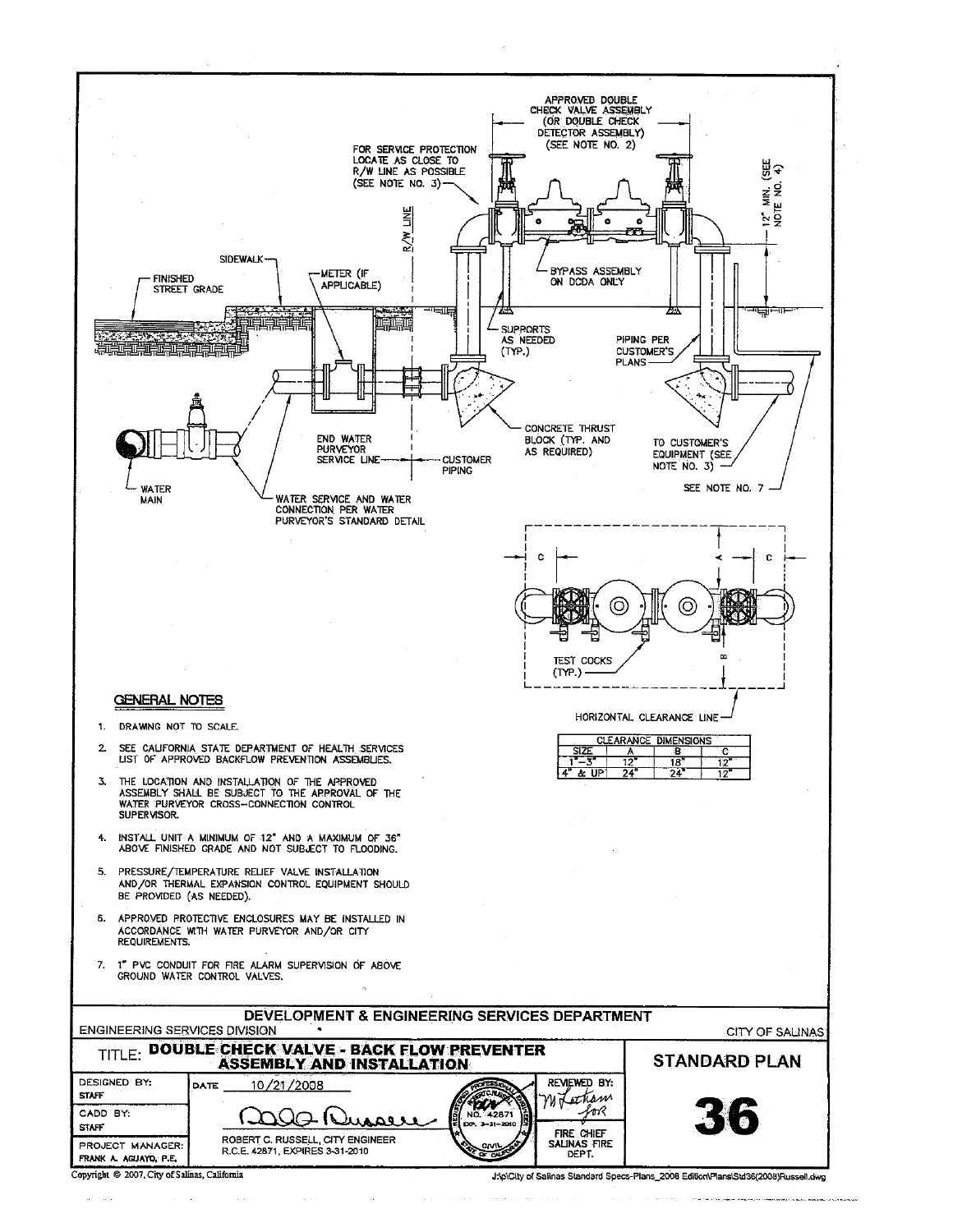APPROVED DOUBLE CHECK VALVE ASSEMBLY (OR DOUBLE CHECK DETECTOR ASSEMBLY) (SEE NOTE NO. 2)

FOR SERVICE PROTECTION LOCATE AS CLOSE TO R/W LINE AS POSSIBLE (SEE NOTE NO. 3)

12" MIN. (SEE NOTE NO. 4)

R/W LINE

SIDEWALK

FINISHED STREET GRADE

METER (IF APPLICABLE)

BYPASS ASSEMBLY ON DCDA ONLY

SUPPORTS AS NEEDED (TYP.)

PIPING PER CUSTOMER'S PLANS

CONCRETE THRUST BLOCK (TYP. AND AS REQUIRED)

END WATER PURVEYOR SERVICE LINE

CUSTOMER PIPING

TO CUSTOMER'S EQUIPMENT (SEE NOTE NO. 3)

SEE NOTE NO. 7

WATER MAIN

WATER SERVICE AND WATER CONNECTION PER WATER PURVEYOR'S STANDARD DETAIL

C A C B

TEST COCKS (TYP.)

HORIZONTAL CLEARANCE LINE

| CLEARANCE DIMENSIONS | | | |
|---|---|---|---|
| SIZE | A | B | C |
| 1"–3" | 12" | 18" | 12" |
| 4" & UP | 24" | 24" | 12" |

## GENERAL NOTES

1. DRAWING NOT TO SCALE.
2. SEE CALIFORNIA STATE DEPARTMENT OF HEALTH SERVICES LIST OF APPROVED BACKFLOW PREVENTION ASSEMBLIES.
3. THE LOCATION AND INSTALLATION OF THE APPROVED ASSEMBLY SHALL BE SUBJECT TO THE APPROVAL OF THE WATER PURVEYOR CROSS-CONNECTION CONTROL SUPERVISOR.
4. INSTALL UNIT A MINIMUM OF 12" AND A MAXIMUM OF 36" ABOVE FINISHED GRADE AND NOT SUBJECT TO FLOODING.
5. PRESSURE/TEMPERATURE RELIEF VALVE INSTALLATION AND/OR THERMAL EXPANSION CONTROL EQUIPMENT SHOULD BE PROVIDED (AS NEEDED).
6. APPROVED PROTECTIVE ENCLOSURES MAY BE INSTALLED IN ACCORDANCE WITH WATER PURVEYOR AND/OR CITY REQUIREMENTS.
7. 1" PVC CONDUIT FOR FIRE ALARM SUPERVISION OF ABOVE GROUND WATER CONTROL VALVES.

**DEVELOPMENT & ENGINEERING SERVICES DEPARTMENT**

ENGINEERING SERVICES DIVISION — CITY OF SALINAS

TITLE: **DOUBLE CHECK VALVE - BACK FLOW PREVENTER ASSEMBLY AND INSTALLATION**

**STANDARD PLAN 36**

DESIGNED BY: STAFF

CADD BY: STAFF

PROJECT MANAGER: FRANK A. AGUAYO, P.E.

DATE 10/21/2008

ROBERT C. RUSSELL, CITY ENGINEER
R.C.E. 42871, EXPIRES 3-31-2010

REVIEWED BY: FIRE CHIEF SALINAS FIRE DEPT.

Copyright © 2007, City of Salinas, California

J:\p\City of Salinas Standard Specs-Plans_2008 Edition\Plans\Std36(2008)Russell.dwg